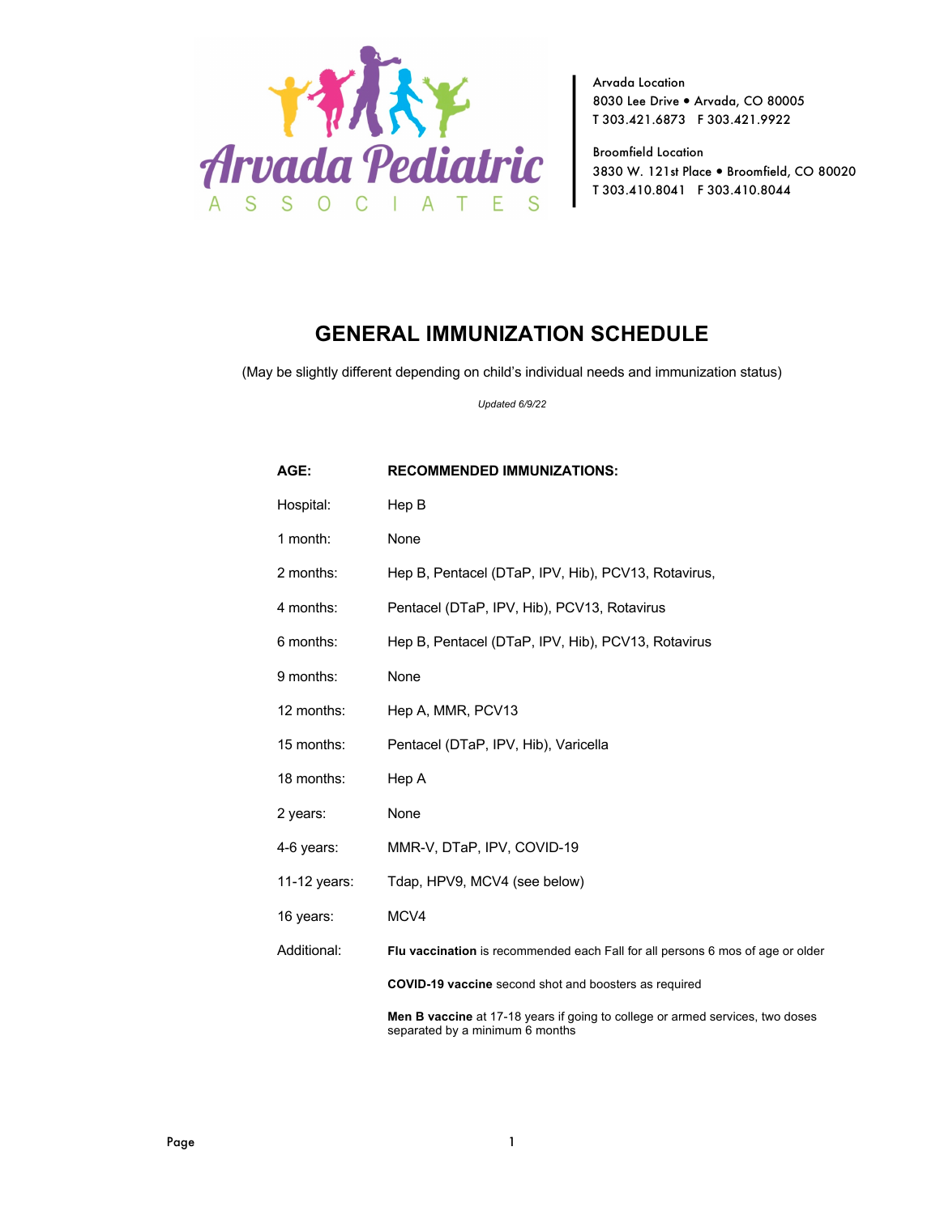Arvada Pediatric Associates

Arvada Location
8030 Lee Drive • Arvada, CO 80005
T 303.421.6873 F 303.421.9922

Broomfield Location
3830 W. 121st Place • Broomfield, CO 80020
T 303.410.8041 F 303.410.8044

# GENERAL IMMUNIZATION SCHEDULE

(May be slightly different depending on child's individual needs and immunization status)

*Updated 6/9/22*

| AGE: | RECOMMENDED IMMUNIZATIONS: |
|---|---|
| Hospital: | Hep B |
| 1 month: | None |
| 2 months: | Hep B, Pentacel (DTaP, IPV, Hib), PCV13, Rotavirus, |
| 4 months: | Pentacel (DTaP, IPV, Hib), PCV13, Rotavirus |
| 6 months: | Hep B, Pentacel (DTaP, IPV, Hib), PCV13, Rotavirus |
| 9 months: | None |
| 12 months: | Hep A, MMR, PCV13 |
| 15 months: | Pentacel (DTaP, IPV, Hib), Varicella |
| 18 months: | Hep A |
| 2 years: | None |
| 4-6 years: | MMR-V, DTaP, IPV, COVID-19 |
| 11-12 years: | Tdap, HPV9, MCV4 (see below) |
| 16 years: | MCV4 |
| Additional: | **Flu vaccination** is recommended each Fall for all persons 6 mos of age or older |
| | **COVID-19 vaccine** second shot and boosters as required |
| | **Men B vaccine** at 17-18 years if going to college or armed services, two doses separated by a minimum 6 months |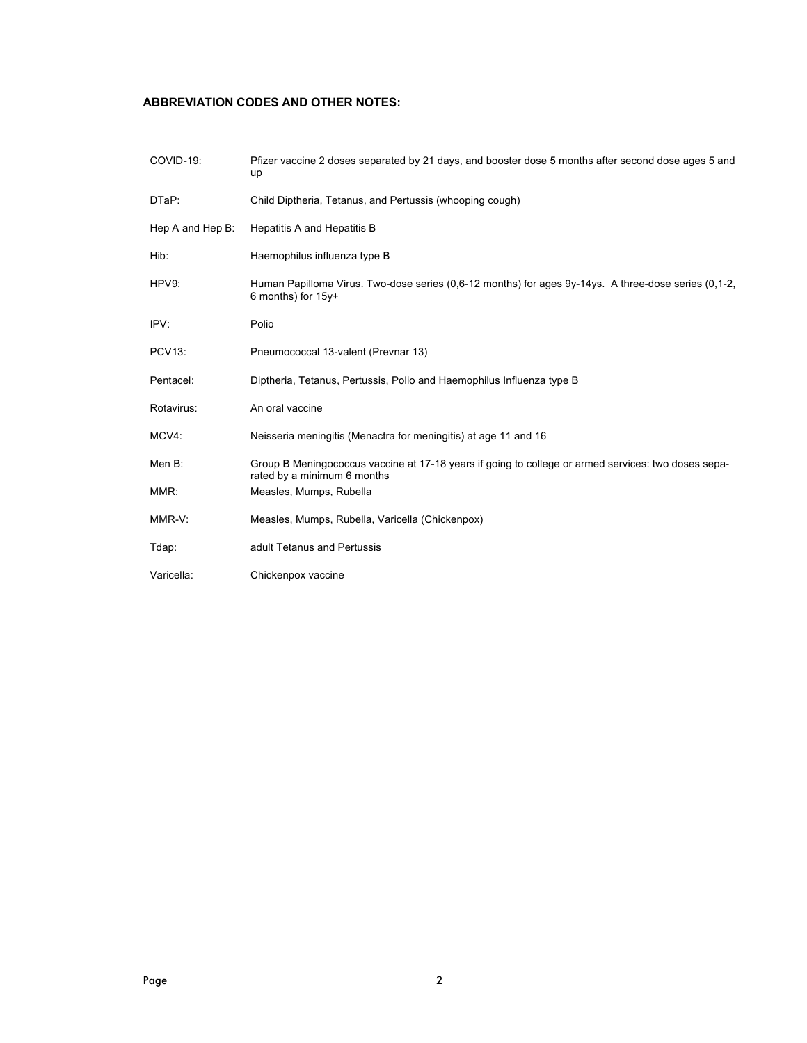**ABBREVIATION CODES AND OTHER NOTES:**

| | |
|---|---|
| COVID-19: | Pfizer vaccine 2 doses separated by 21 days, and booster dose 5 months after second dose ages 5 and up |
| DTaP: | Child Diptheria, Tetanus, and Pertussis (whooping cough) |
| Hep A and Hep B: | Hepatitis A and Hepatitis B |
| Hib: | Haemophilus influenza type B |
| HPV9: | Human Papilloma Virus. Two-dose series (0,6-12 months) for ages 9y-14ys. A three-dose series (0,1-2, 6 months) for 15y+ |
| IPV: | Polio |
| PCV13: | Pneumococcal 13-valent (Prevnar 13) |
| Pentacel: | Diptheria, Tetanus, Pertussis, Polio and Haemophilus Influenza type B |
| Rotavirus: | An oral vaccine |
| MCV4: | Neisseria meningitis (Menactra for meningitis) at age 11 and 16 |
| Men B: | Group B Meningococcus vaccine at 17-18 years if going to college or armed services: two doses separated by a minimum 6 months |
| MMR: | Measles, Mumps, Rubella |
| MMR-V: | Measles, Mumps, Rubella, Varicella (Chickenpox) |
| Tdap: | adult Tetanus and Pertussis |
| Varicella: | Chickenpox vaccine |